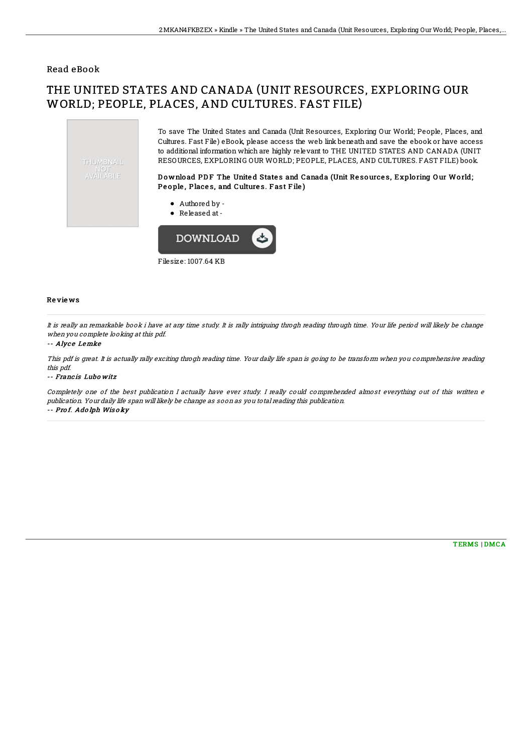Read eBook

# THE UNITED STATES AND CANADA (UNIT RESOURCES, EXPLORING OUR WORLD; PEOPLE, PLACES, AND CULTURES. FAST FILE)

THUMBNAIL NOT AVAILABLE

To save The United States and Canada (Unit Resources, Exploring Our World; People, Places, and Cultures. Fast File) eBook, please access the web link beneath and save the ebook or have access to additional information which are highly relevant to THE UNITED STATES AND CANADA (UNIT RESOURCES, EXPLORING OUR WORLD; PEOPLE, PLACES, AND CULTURES. FAST FILE) book.

### Download PDF The United States and Canada (Unit Resources, Exploring Our World; People, Places, and Cultures. Fast File)

- Authored by -
- Released at -

DOWNLOAD

Filesize: 1007.64 KB

## Reviews

It is really an remarkable book i have at any time study. It is rally intriguing throgh reading through time. Your life period will likely be change when you complete looking at this pdf.

-- *Alyce Lemke*

This pdf is great. It is actually rally exciting throgh reading time. Your daily life span is going to be transform when you comprehensive reading this pdf.

-- *Francis Lubowitz*

Completely one of the best publication I actually have ever study. I really could comprehended almost everything out of this written e publication. Your daily life span will likely be change as soon as you total reading this publication.

-- *Prof. Adolph Wisoky*

TERMS | DMCA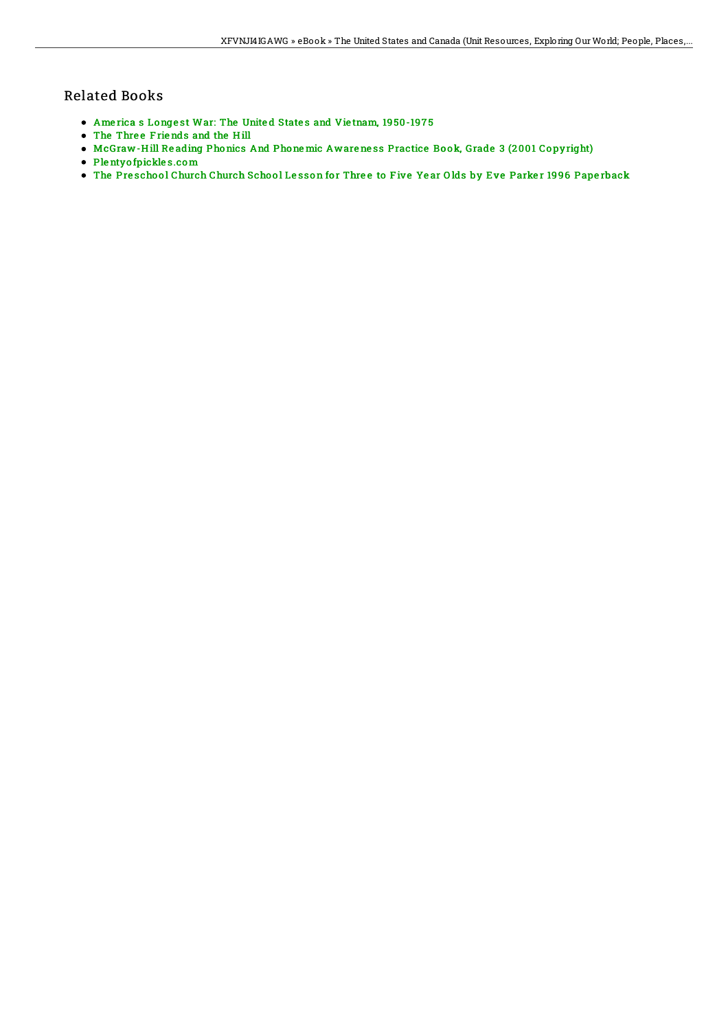## Related Books

- America s Longest War: The United States and Vietnam, 1950-1975
- The Three Friends and the Hill
- McGraw-Hill Reading Phonics And Phonemic Awareness Practice Book, Grade 3 (2001 Copyright)
- Plentyofpickles.com
- The Preschool Church Church School Lesson for Three to Five Year Olds by Eve Parker 1996 Paperback